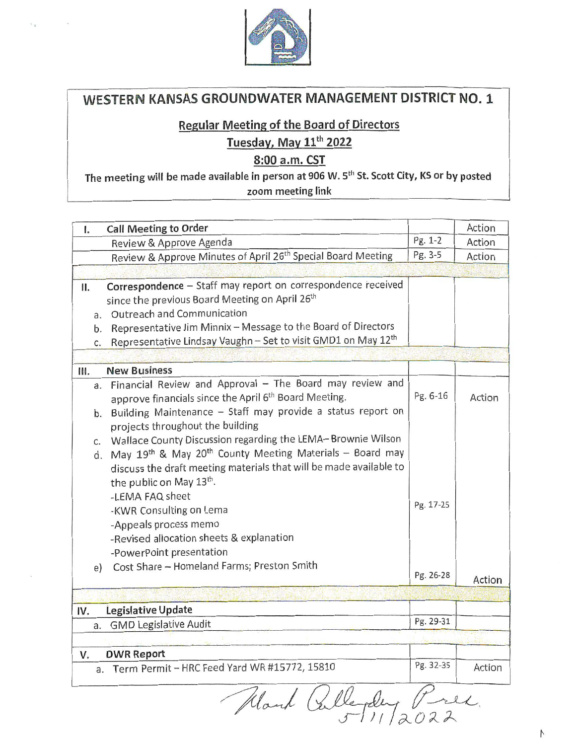# WESTERN KANSAS GROUNDWATER MANAGEMENT DISTRICT NO. 1

## Regular Meeting of the Board of Directors

**Tuesday, May 11th 2022**

**8:00 a.m. CST**

**The meeting will be made available in person at 906 W. 5th St. Scott City, KS or by posted zoom meeting link**

| | | |
|---|---|---|
| **I. Call Meeting to Order** | | Action |
| Review & Approve Agenda | Pg. 1-2 | Action |
| Review & Approve Minutes of April 26th Special Board Meeting | Pg. 3-5 | Action |
| | | |
| **II. Correspondence** – Staff may report on correspondence received since the previous Board Meeting on April 26th<br>a. Outreach and Communication<br>b. Representative Jim Minnix – Message to the Board of Directors<br>c. Representative Lindsay Vaughn – Set to visit GMD1 on May 12th | | |
| | | |
| **III. New Business** | | |
| a. Financial Review and Approval – The Board may review and approve financials since the April 6th Board Meeting.<br>b. Building Maintenance – Staff may provide a status report on projects throughout the building<br>c. Wallace County Discussion regarding the LEMA– Brownie Wilson<br>d. May 19th & May 20th County Meeting Materials – Board may discuss the draft meeting materials that will be made available to the public on May 13th.<br>-LEMA FAQ sheet<br>-KWR Consulting on Lema<br>-Appeals process memo<br>-Revised allocation sheets & explanation<br>-PowerPoint presentation<br>e) Cost Share – Homeland Farms; Preston Smith | Pg. 6-16<br><br>Pg. 17-25<br><br>Pg. 26-28 | Action<br><br><br><br>Action |
| | | |
| **IV. Legislative Update** | | |
| a. GMD Legislative Audit | Pg. 29-31 | |
| | | |
| **V. DWR Report** | | |
| a. Term Permit – HRC Feed Yard WR #15772, 15810 | Pg. 32-35 | Action |

Mark Rollenberg Pres.
5/11/2022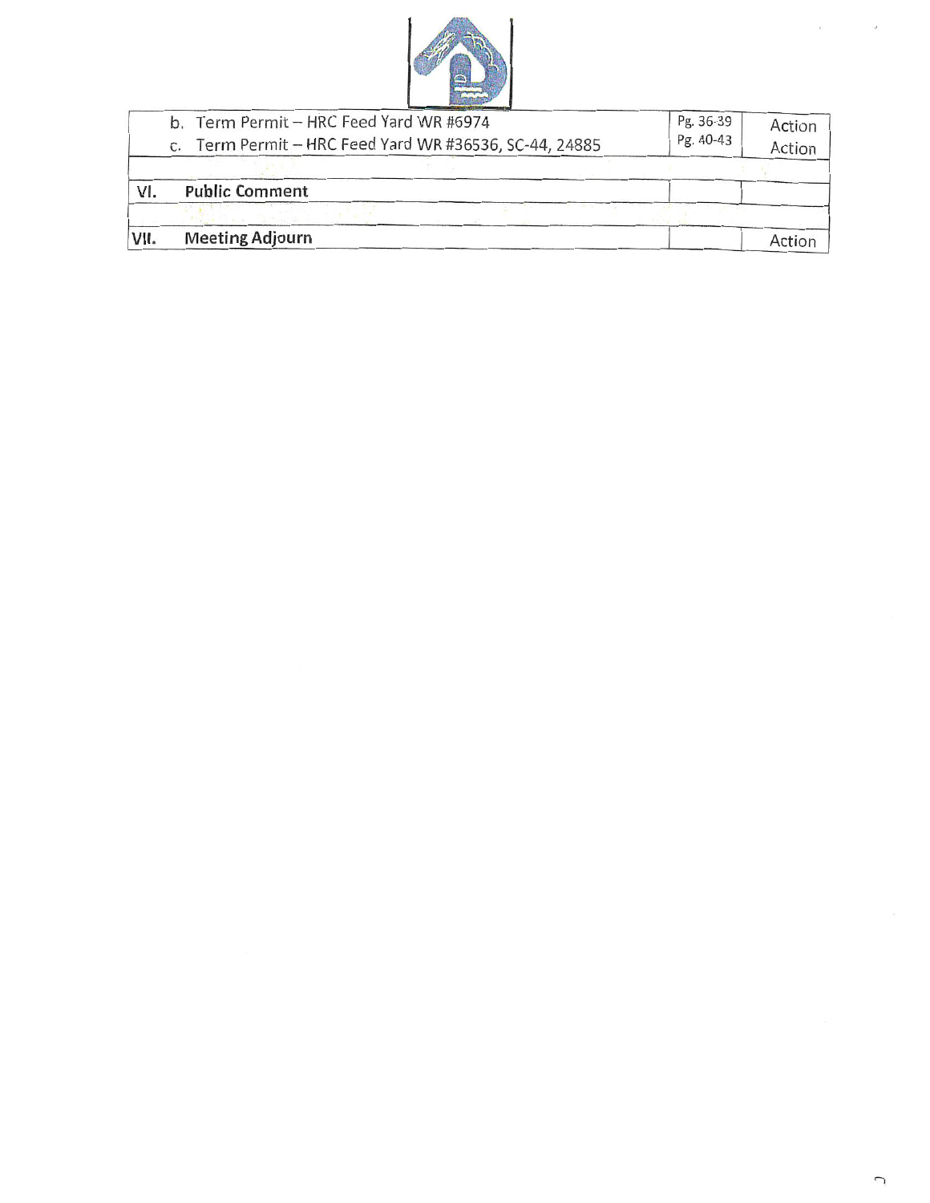|  |  |  |
|---|---|---|
| b. Term Permit – HRC Feed Yard WR #6974<br>c. Term Permit – HRC Feed Yard WR #36536, SC-44, 24885 | Pg. 36-39<br>Pg. 40-43 | Action<br>Action |
|  |  |  |
| **VI. Public Comment** |  |  |
|  |  |  |
| **VII. Meeting Adjourn** |  | Action |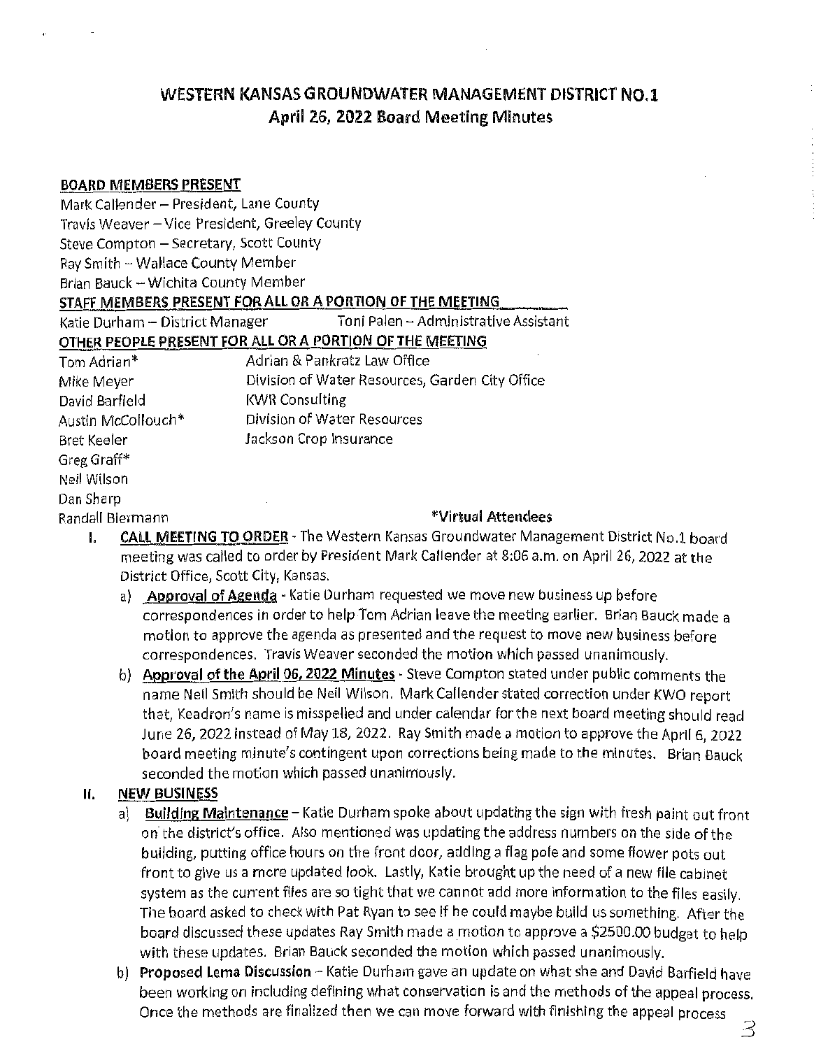# WESTERN KANSAS GROUNDWATER MANAGEMENT DISTRICT NO.1
## April 26, 2022 Board Meeting Minutes

**BOARD MEMBERS PRESENT**

Mark Callender – President, Lane County
Travis Weaver – Vice President, Greeley County
Steve Compton – Secretary, Scott County
Ray Smith – Wallace County Member
Brian Bauck – Wichita County Member

**STAFF MEMBERS PRESENT FOR ALL OR A PORTION OF THE MEETING**

Katie Durham – District Manager    Toni Palen – Administrative Assistant

**OTHER PEOPLE PRESENT FOR ALL OR A PORTION OF THE MEETING**

| | |
|---|---|
| Tom Adrian* | Adrian & Pankratz Law Office |
| Mike Meyer | Division of Water Resources, Garden City Office |
| David Barfield | KWR Consulting |
| Austin McCollouch* | Division of Water Resources |
| Bret Keeler | Jackson Crop Insurance |
| Greg Graff* | |
| Neil Wilson | |
| Dan Sharp | |
| Randall Biermann | |

*Virtual Attendees

I. **CALL MEETING TO ORDER** - The Western Kansas Groundwater Management District No.1 board meeting was called to order by President Mark Callender at 8:06 a.m. on April 26, 2022 at the District Office, Scott City, Kansas.

   a) **Approval of Agenda** - Katie Durham requested we move new business up before correspondences in order to help Tom Adrian leave the meeting earlier. Brian Bauck made a motion to approve the agenda as presented and the request to move new business before correspondences. Travis Weaver seconded the motion which passed unanimously.

   b) **Approval of the April 06, 2022 Minutes** - Steve Compton stated under public comments the name Neil Smith should be Neil Wilson. Mark Callender stated correction under KWO report that, Keadron's name is misspelled and under calendar for the next board meeting should read June 26, 2022 instead of May 18, 2022. Ray Smith made a motion to approve the April 6, 2022 board meeting minute's contingent upon corrections being made to the minutes. Brian Bauck seconded the motion which passed unanimously.

II. **NEW BUSINESS**

   a) **Building Maintenance** – Katie Durham spoke about updating the sign with fresh paint out front on the district's office. Also mentioned was updating the address numbers on the side of the building, putting office hours on the front door, adding a flag pole and some flower pots out front to give us a more updated look. Lastly, Katie brought up the need of a new file cabinet system as the current files are so tight that we cannot add more information to the files easily. The board asked to check with Pat Ryan to see if he could maybe build us something. After the board discussed these updates Ray Smith made a motion to approve a $2500.00 budget to help with these updates. Brian Bauck seconded the motion which passed unanimously.

   b) **Proposed Lema Discussion** – Katie Durham gave an update on what she and David Barfield have been working on including defining what conservation is and the methods of the appeal process. Once the methods are finalized then we can move forward with finishing the appeal process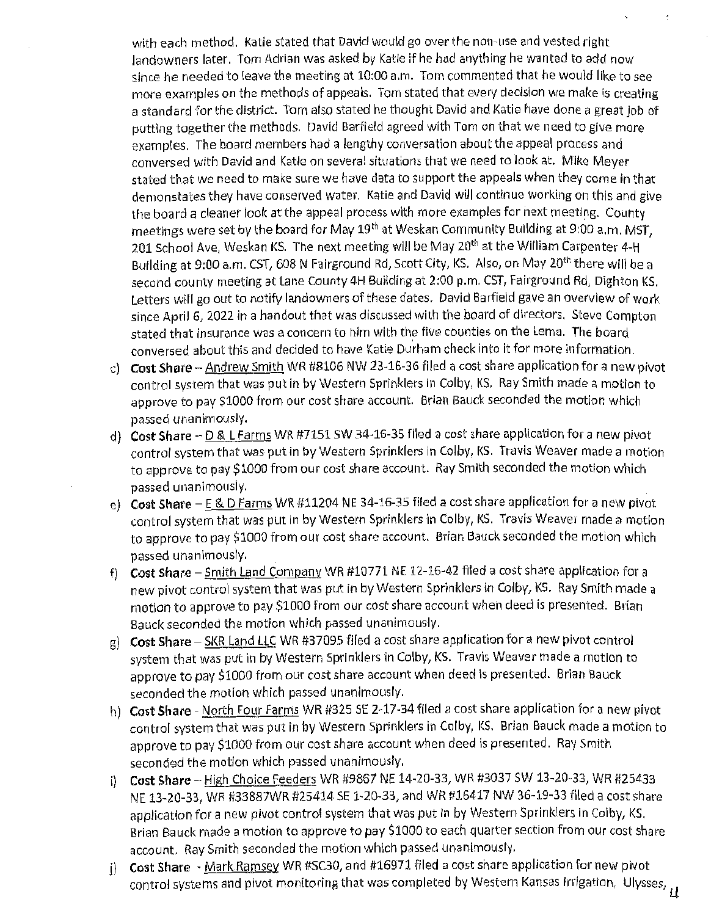with each method. Katie stated that David would go over the non-use and vested right landowners later. Tom Adrian was asked by Katie if he had anything he wanted to add now since he needed to leave the meeting at 10:00 a.m. Tom commented that he would like to see more examples on the methods of appeals. Tom stated that every decision we make is creating a standard for the district. Tom also stated he thought David and Katie have done a great job of putting together the methods. David Barfield agreed with Tom on that we need to give more examples. The board members had a lengthy conversation about the appeal process and conversed with David and Katie on several situations that we need to look at. Mike Meyer stated that we need to make sure we have data to support the appeals when they come in that demonstates they have conserved water. Katie and David will continue working on this and give the board a cleaner look at the appeal process with more examples for next meeting. County meetings were set by the board for May 19th at Weskan Community Building at 9:00 a.m. MST, 201 School Ave, Weskan KS. The next meeting will be May 20th at the William Carpenter 4-H Building at 9:00 a.m. CST, 608 N Fairground Rd, Scott City, KS. Also, on May 20th there will be a second county meeting at Lane County 4H Building at 2:00 p.m. CST, Fairground Rd, Dighton KS. Letters will go out to notify landowners of these dates. David Barfield gave an overview of work since April 6, 2022 in a handout that was discussed with the board of directors. Steve Compton stated that insurance was a concern to him with the five counties on the Lema. The board conversed about this and decided to have Katie Durham check into it for more information.

c) **Cost Share** – Andrew Smith WR #8106 NW 23-16-36 filed a cost share application for a new pivot control system that was put in by Western Sprinklers in Colby, KS. Ray Smith made a motion to approve to pay $1000 from our cost share account. Brian Bauck seconded the motion which passed unanimously.
d) **Cost Share** – D & L Farms WR #7151 SW 34-16-35 filed a cost share application for a new pivot control system that was put in by Western Sprinklers in Colby, KS. Travis Weaver made a motion to approve to pay $1000 from our cost share account. Ray Smith seconded the motion which passed unanimously.
e) **Cost Share** – E & D Farms WR #11204 NE 34-16-35 filed a cost share application for a new pivot control system that was put in by Western Sprinklers in Colby, KS. Travis Weaver made a motion to approve to pay $1000 from our cost share account. Brian Bauck seconded the motion which passed unanimously.
f) **Cost Share** – Smith Land Company WR #10771 NE 12-16-42 filed a cost share application for a new pivot control system that was put in by Western Sprinklers in Colby, KS. Ray Smith made a motion to approve to pay $1000 from our cost share account when deed is presented. Brian Bauck seconded the motion which passed unanimously.
g) **Cost Share** – SKR Land LLC WR #37095 filed a cost share application for a new pivot control system that was put in by Western Sprinklers in Colby, KS. Travis Weaver made a motion to approve to pay $1000 from our cost share account when deed is presented. Brian Bauck seconded the motion which passed unanimously.
h) **Cost Share** - North Four Farms WR #325 SE 2-17-34 filed a cost share application for a new pivot control system that was put in by Western Sprinklers in Colby, KS. Brian Bauck made a motion to approve to pay $1000 from our cost share account when deed is presented. Ray Smith seconded the motion which passed unanimously.
i) **Cost Share** – High Choice Feeders WR #9867 NE 14-20-33, WR #3037 SW 13-20-33, WR #25433 NE 13-20-33, WR #33887WR #25414 SE 1-20-33, and WR #16417 NW 36-19-33 filed a cost share application for a new pivot control system that was put in by Western Sprinklers in Colby, KS. Brian Bauck made a motion to approve to pay $1000 to each quarter section from our cost share account. Ray Smith seconded the motion which passed unanimously.
j) **Cost Share** - Mark Ramsey WR #SC30, and #16971 filed a cost share application for new pivot control systems and pivot monitoring that was completed by Western Kansas Irrigation, Ulysses,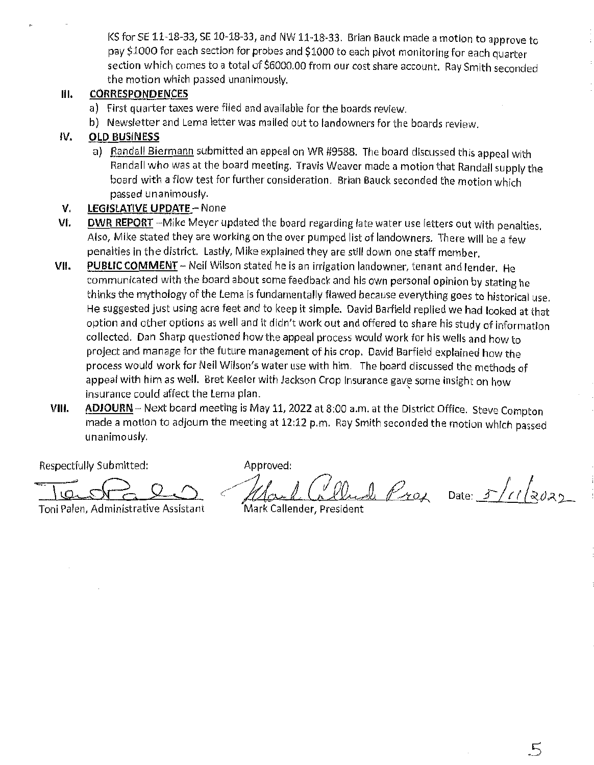KS for SE 11-18-33, SE 10-18-33, and NW 11-18-33. Brian Bauck made a motion to approve to pay $1000 for each section for probes and $1000 to each pivot monitoring for each quarter section which comes to a total of $6000.00 from our cost share account. Ray Smith seconded the motion which passed unanimously.

III. **CORRESPONDENCES**
   a) First quarter taxes were filed and available for the boards review.
   b) Newsletter and Lema letter was mailed out to landowners for the boards review.

IV. **OLD BUSINESS**
   a) Randall Biermann submitted an appeal on WR #9588. The board discussed this appeal with Randall who was at the board meeting. Travis Weaver made a motion that Randall supply the board with a flow test for further consideration. Brian Bauck seconded the motion which passed unanimously.

V. **LEGISLATIVE UPDATE** – None

VI. **DWR REPORT** –Mike Meyer updated the board regarding late water use letters out with penalties. Also, Mike stated they are working on the over pumped list of landowners. There will be a few penalties in the district. Lastly, Mike explained they are still down one staff member.

VII. **PUBLIC COMMENT** – Neil Wilson stated he is an irrigation landowner, tenant and lender. He communicated with the board about some feedback and his own personal opinion by stating he thinks the mythology of the Lema is fundamentally flawed because everything goes to historical use. He suggested just using acre feet and to keep it simple. David Barfield replied we had looked at that option and other options as well and it didn't work out and offered to share his study of information collected. Dan Sharp questioned how the appeal process would work for his wells and how to project and manage for the future management of his crop. David Barfield explained how the process would work for Neil Wilson's water use with him. The board discussed the methods of appeal with him as well. Bret Keeler with Jackson Crop Insurance gave some insight on how insurance could affect the Lema plan.

VIII. **ADJOURN** – Next board meeting is May 11, 2022 at 8:00 a.m. at the District Office. Steve Compton made a motion to adjourn the meeting at 12:12 p.m. Ray Smith seconded the motion which passed unanimously.

Respectfully Submitted:

Toni Palen, Administrative Assistant

Approved:

Mark Callender, President

Date: 5/11/2022